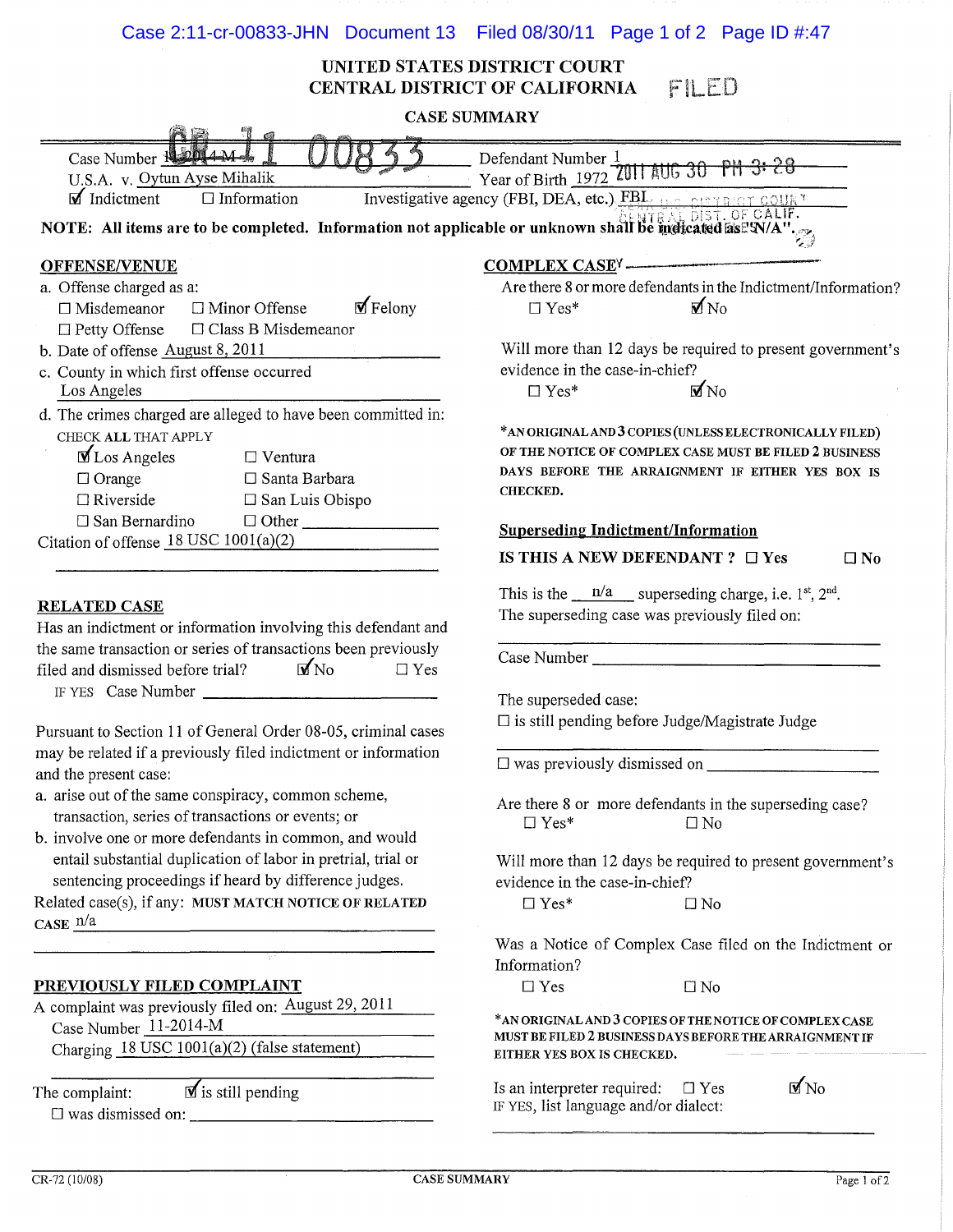Case 2:11-cr-00833-JHN Document 13 Filed 08/30/11 Page 1 of 2 Page ID #:47

**UNITED STATES DISTRICT COURT**
**CENTRAL DISTRICT OF CALIFORNIA** FILED

**CASE SUMMARY**

Case Number 11-2014-M CR 11 00833 Defendant Number 1
U.S.A. v. Oytun Ayse Mihalik Year of Birth 1972 2011 AUG 30 PM 3:28
☑ Indictment ☐ Information Investigative agency (FBI, DEA, etc.) FBI CLERK U.S. DISTRICT COURT CENTRAL DIST. OF CALIF.

**NOTE: All items are to be completed. Information not applicable or unknown shall be indicated as "N/A".**

## OFFENSE/VENUE

a. Offense charged as a:
☐ Misdemeanor ☐ Minor Offense ☑ Felony
☐ Petty Offense ☐ Class B Misdemeanor

b. Date of offense August 8, 2011

c. County in which first offense occurred
Los Angeles

d. The crimes charged are alleged to have been committed in:
CHECK **ALL** THAT APPLY
☑ Los Angeles ☐ Ventura
☐ Orange ☐ Santa Barbara
☐ Riverside ☐ San Luis Obispo
☐ San Bernardino ☐ Other ______

Citation of offense 18 USC 1001(a)(2)

## RELATED CASE

Has an indictment or information involving this defendant and the same transaction or series of transactions been previously filed and dismissed before trial? ☑ No ☐ Yes
IF YES Case Number ______

Pursuant to Section 11 of General Order 08-05, criminal cases may be related if a previously filed indictment or information and the present case:

a. arise out of the same conspiracy, common scheme, transaction, series of transactions or events; or
b. involve one or more defendants in common, and would entail substantial duplication of labor in pretrial, trial or sentencing proceedings if heard by difference judges.

Related case(s), if any: **MUST MATCH NOTICE OF RELATED CASE** n/a

## PREVIOUSLY FILED COMPLAINT

A complaint was previously filed on: August 29, 2011
Case Number 11-2014-M
Charging 18 USC 1001(a)(2) (false statement)

The complaint: ☑ is still pending
☐ was dismissed on: ______

## COMPLEX CASE

Are there 8 or more defendants in the Indictment/Information?
☐ Yes* ☑ No

Will more than 12 days be required to present government's evidence in the case-in-chief?
☐ Yes* ☑ No

***AN ORIGINAL AND 3 COPIES (UNLESS ELECTRONICALLY FILED) OF THE NOTICE OF COMPLEX CASE MUST BE FILED 2 BUSINESS DAYS BEFORE THE ARRAIGNMENT IF EITHER YES BOX IS CHECKED.**

## Superseding Indictment/Information

**IS THIS A NEW DEFENDANT ?** ☐ Yes ☐ No

This is the n/a superseding charge, i.e. 1st, 2nd.
The superseding case was previously filed on: ______

Case Number ______

The superseded case:
☐ is still pending before Judge/Magistrate Judge ______

☐ was previously dismissed on ______

Are there 8 or more defendants in the superseding case?
☐ Yes* ☐ No

Will more than 12 days be required to present government's evidence in the case-in-chief?
☐ Yes* ☐ No

Was a Notice of Complex Case filed on the Indictment or Information?
☐ Yes ☐ No

***AN ORIGINAL AND 3 COPIES OF THE NOTICE OF COMPLEX CASE MUST BE FILED 2 BUSINESS DAYS BEFORE THE ARRAIGNMENT IF EITHER YES BOX IS CHECKED.**

Is an interpreter required: ☐ Yes ☑ No
IF YES, list language and/or dialect: ______

CR-72 (10/08) CASE SUMMARY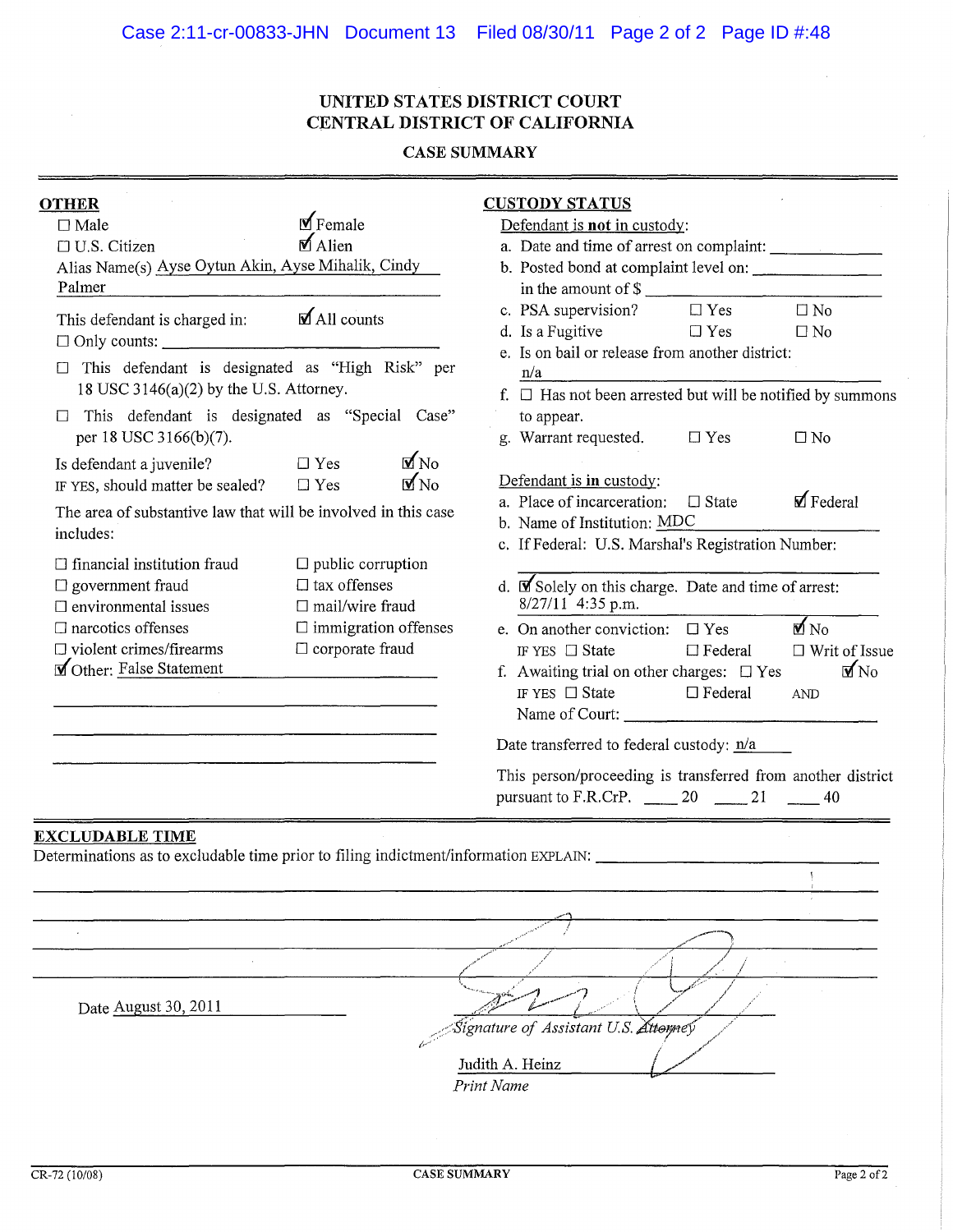# UNITED STATES DISTRICT COURT
# CENTRAL DISTRICT OF CALIFORNIA

## CASE SUMMARY

### OTHER

☐ Male ☑ Female

☐ U.S. Citizen ☑ Alien

Alias Name(s) Ayse Oytun Akin, Ayse Mihalik, Cindy Palmer

This defendant is charged in: ☑ All counts

☐ Only counts: \_\_\_\_\_\_\_\_\_\_

☐ This defendant is designated as "High Risk" per 18 USC 3146(a)(2) by the U.S. Attorney.

☐ This defendant is designated as "Special Case" per 18 USC 3166(b)(7).

Is defendant a juvenile? ☐ Yes ☑ No

IF YES, should matter be sealed? ☐ Yes ☑ No

The area of substantive law that will be involved in this case includes:

☐ financial institution fraud ☐ public corruption

☐ government fraud ☐ tax offenses

☐ environmental issues ☐ mail/wire fraud

☐ narcotics offenses ☐ immigration offenses

☐ violent crimes/firearms ☐ corporate fraud

☑ Other: False Statement

### CUSTODY STATUS

Defendant is **not** in custody:

a. Date and time of arrest on complaint: \_\_\_\_\_\_\_\_\_\_

b. Posted bond at complaint level on: \_\_\_\_\_\_\_\_\_\_ in the amount of $ \_\_\_\_\_\_\_\_\_\_

c. PSA supervision? ☐ Yes ☐ No

d. Is a Fugitive ☐ Yes ☐ No

e. Is on bail or release from another district: n/a

f. ☐ Has not been arrested but will be notified by summons to appear.

g. Warrant requested. ☐ Yes ☐ No

Defendant is **in** custody:

a. Place of incarceration: ☐ State ☑ Federal

b. Name of Institution: MDC

c. If Federal: U.S. Marshal's Registration Number: \_\_\_\_\_\_\_\_\_\_

d. ☑ Solely on this charge. Date and time of arrest: 8/27/11 4:35 p.m.

e. On another conviction: ☐ Yes ☑ No

IF YES ☐ State ☐ Federal ☐ Writ of Issue

f. Awaiting trial on other charges: ☐ Yes ☑ No

IF YES ☐ State ☐ Federal AND

Name of Court: \_\_\_\_\_\_\_\_\_\_

Date transferred to federal custody: n/a

This person/proceeding is transferred from another district pursuant to F.R.CrP. \_\_\_\_ 20 \_\_\_\_ 21 \_\_\_\_ 40

### EXCLUDABLE TIME

Determinations as to excludable time prior to filing indictment/information EXPLAIN: \_\_\_\_\_\_\_\_\_\_

Date August 30, 2011

*Signature of Assistant U.S. Attorney*

Judith A. Heinz
*Print Name*

CR-72 (10/08) CASE SUMMARY